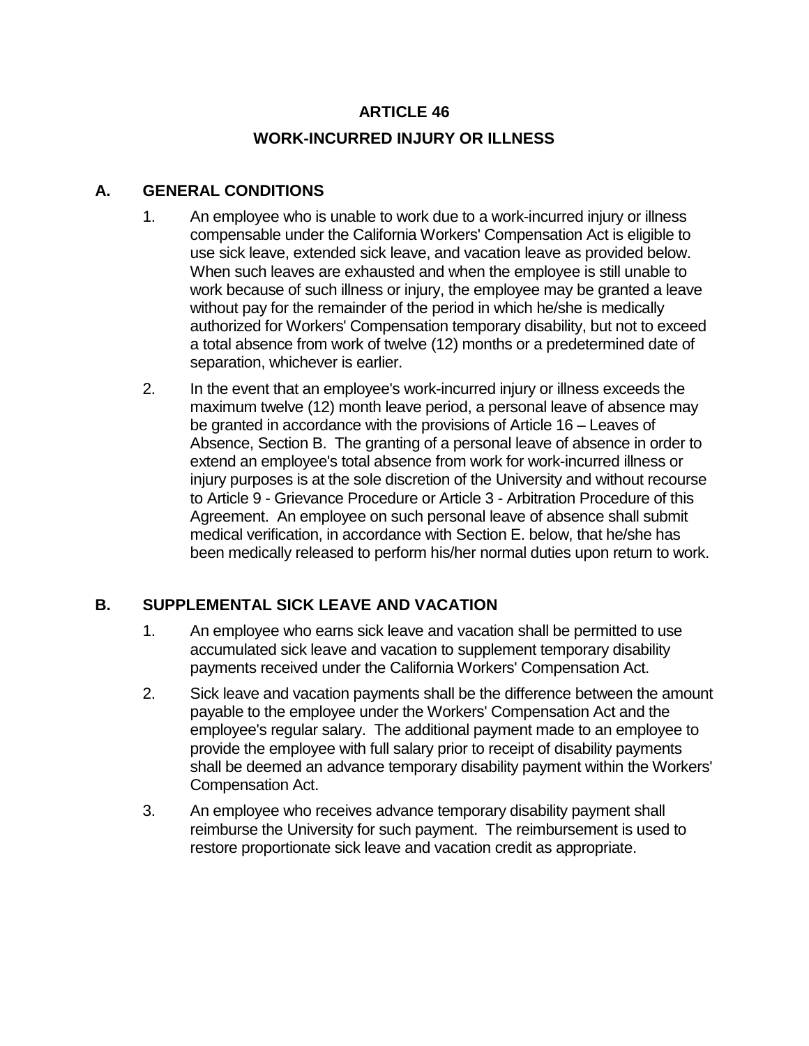# ARTICLE 46

# WORK-INCURRED INJURY OR ILLNESS

## A. GENERAL CONDITIONS

1. An employee who is unable to work due to a work-incurred injury or illness compensable under the California Workers' Compensation Act is eligible to use sick leave, extended sick leave, and vacation leave as provided below. When such leaves are exhausted and when the employee is still unable to work because of such illness or injury, the employee may be granted a leave without pay for the remainder of the period in which he/she is medically authorized for Workers' Compensation temporary disability, but not to exceed a total absence from work of twelve (12) months or a predetermined date of separation, whichever is earlier.

2. In the event that an employee's work-incurred injury or illness exceeds the maximum twelve (12) month leave period, a personal leave of absence may be granted in accordance with the provisions of Article 16 – Leaves of Absence, Section B. The granting of a personal leave of absence in order to extend an employee's total absence from work for work-incurred illness or injury purposes is at the sole discretion of the University and without recourse to Article 9 - Grievance Procedure or Article 3 - Arbitration Procedure of this Agreement. An employee on such personal leave of absence shall submit medical verification, in accordance with Section E. below, that he/she has been medically released to perform his/her normal duties upon return to work.

## B. SUPPLEMENTAL SICK LEAVE AND VACATION

1. An employee who earns sick leave and vacation shall be permitted to use accumulated sick leave and vacation to supplement temporary disability payments received under the California Workers' Compensation Act.

2. Sick leave and vacation payments shall be the difference between the amount payable to the employee under the Workers' Compensation Act and the employee's regular salary. The additional payment made to an employee to provide the employee with full salary prior to receipt of disability payments shall be deemed an advance temporary disability payment within the Workers' Compensation Act.

3. An employee who receives advance temporary disability payment shall reimburse the University for such payment. The reimbursement is used to restore proportionate sick leave and vacation credit as appropriate.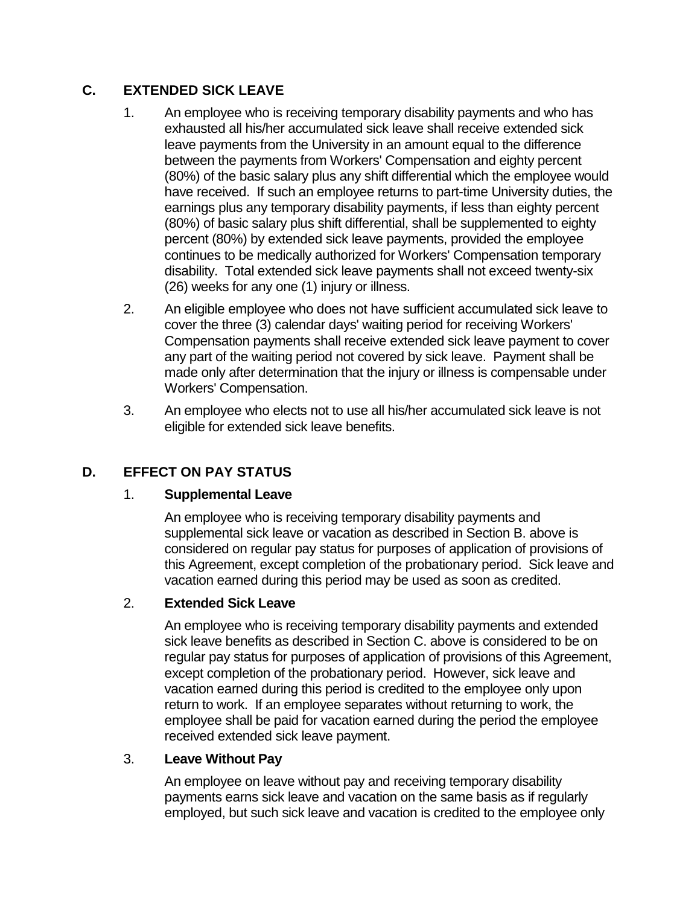## C. EXTENDED SICK LEAVE

1. An employee who is receiving temporary disability payments and who has exhausted all his/her accumulated sick leave shall receive extended sick leave payments from the University in an amount equal to the difference between the payments from Workers' Compensation and eighty percent (80%) of the basic salary plus any shift differential which the employee would have received. If such an employee returns to part-time University duties, the earnings plus any temporary disability payments, if less than eighty percent (80%) of basic salary plus shift differential, shall be supplemented to eighty percent (80%) by extended sick leave payments, provided the employee continues to be medically authorized for Workers' Compensation temporary disability. Total extended sick leave payments shall not exceed twenty-six (26) weeks for any one (1) injury or illness.
2. An eligible employee who does not have sufficient accumulated sick leave to cover the three (3) calendar days' waiting period for receiving Workers' Compensation payments shall receive extended sick leave payment to cover any part of the waiting period not covered by sick leave. Payment shall be made only after determination that the injury or illness is compensable under Workers' Compensation.
3. An employee who elects not to use all his/her accumulated sick leave is not eligible for extended sick leave benefits.

## D. EFFECT ON PAY STATUS

### 1. Supplemental Leave

An employee who is receiving temporary disability payments and supplemental sick leave or vacation as described in Section B. above is considered on regular pay status for purposes of application of provisions of this Agreement, except completion of the probationary period. Sick leave and vacation earned during this period may be used as soon as credited.

### 2. Extended Sick Leave

An employee who is receiving temporary disability payments and extended sick leave benefits as described in Section C. above is considered to be on regular pay status for purposes of application of provisions of this Agreement, except completion of the probationary period. However, sick leave and vacation earned during this period is credited to the employee only upon return to work. If an employee separates without returning to work, the employee shall be paid for vacation earned during the period the employee received extended sick leave payment.

### 3. Leave Without Pay

An employee on leave without pay and receiving temporary disability payments earns sick leave and vacation on the same basis as if regularly employed, but such sick leave and vacation is credited to the employee only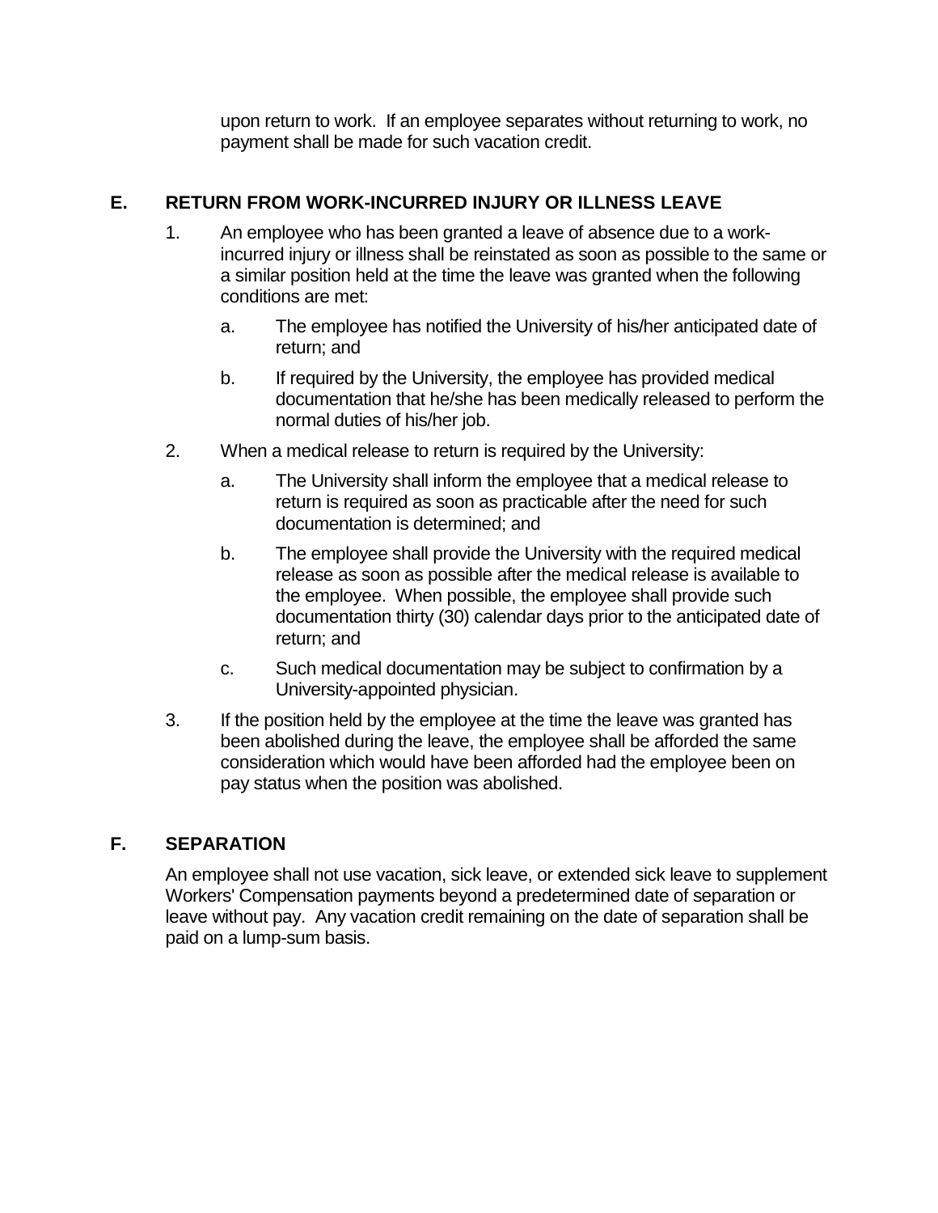upon return to work. If an employee separates without returning to work, no payment shall be made for such vacation credit.

## E. RETURN FROM WORK-INCURRED INJURY OR ILLNESS LEAVE

1. An employee who has been granted a leave of absence due to a work-incurred injury or illness shall be reinstated as soon as possible to the same or a similar position held at the time the leave was granted when the following conditions are met:

    a. The employee has notified the University of his/her anticipated date of return; and

    b. If required by the University, the employee has provided medical documentation that he/she has been medically released to perform the normal duties of his/her job.

2. When a medical release to return is required by the University:

    a. The University shall inform the employee that a medical release to return is required as soon as practicable after the need for such documentation is determined; and

    b. The employee shall provide the University with the required medical release as soon as possible after the medical release is available to the employee. When possible, the employee shall provide such documentation thirty (30) calendar days prior to the anticipated date of return; and

    c. Such medical documentation may be subject to confirmation by a University-appointed physician.

3. If the position held by the employee at the time the leave was granted has been abolished during the leave, the employee shall be afforded the same consideration which would have been afforded had the employee been on pay status when the position was abolished.

## F. SEPARATION

An employee shall not use vacation, sick leave, or extended sick leave to supplement Workers' Compensation payments beyond a predetermined date of separation or leave without pay. Any vacation credit remaining on the date of separation shall be paid on a lump-sum basis.